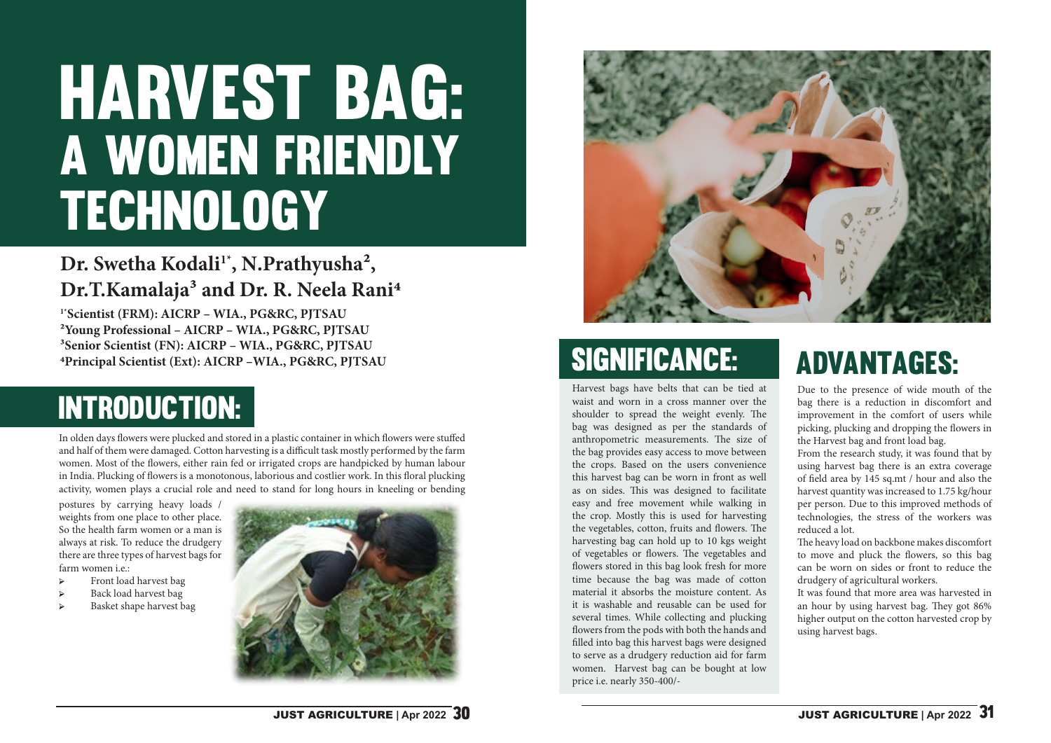# HARVEST BAG: A WOMEN FRIENDLY TECHNOLOGY

**Dr. Swetha Kodali[1*], N.Prathyusha[2], Dr.T.Kamalaja[3] and Dr. R. Neela Rani[4]**

[1*]Scientist (FRM): AICRP – WIA., PG&RC, PJTSAU
[2]Young Professional – AICRP – WIA., PG&RC, PJTSAU
[3]Senior Scientist (FN): AICRP – WIA., PG&RC, PJTSAU
[4]Principal Scientist (Ext): AICRP –WIA., PG&RC, PJTSAU

## INTRODUCTION:

In olden days flowers were plucked and stored in a plastic container in which flowers were stuffed and half of them were damaged. Cotton harvesting is a difficult task mostly performed by the farm women. Most of the flowers, either rain fed or irrigated crops are handpicked by human labour in India. Plucking of flowers is a monotonous, laborious and costlier work. In this floral plucking activity, women plays a crucial role and need to stand for long hours in kneeling or bending postures by carrying heavy loads / weights from one place to other place. So the health farm women or a man is always at risk. To reduce the drudgery there are three types of harvest bags for farm women i.e.:

- Front load harvest bag
- Back load harvest bag
- Basket shape harvest bag

## SIGNIFICANCE:

Harvest bags have belts that can be tied at waist and worn in a cross manner over the shoulder to spread the weight evenly. The bag was designed as per the standards of anthropometric measurements. The size of the bag provides easy access to move between the crops. Based on the users convenience this harvest bag can be worn in front as well as on sides. This was designed to facilitate easy and free movement while walking in the crop. Mostly this is used for harvesting the vegetables, cotton, fruits and flowers. The harvesting bag can hold up to 10 kgs weight of vegetables or flowers. The vegetables and flowers stored in this bag look fresh for more time because the bag was made of cotton material it absorbs the moisture content. As it is washable and reusable can be used for several times. While collecting and plucking flowers from the pods with both the hands and filled into bag this harvest bags were designed to serve as a drudgery reduction aid for farm women. Harvest bag can be bought at low price i.e. nearly 350-400/-

## ADVANTAGES:

Due to the presence of wide mouth of the bag there is a reduction in discomfort and improvement in the comfort of users while picking, plucking and dropping the flowers in the Harvest bag and front load bag.

From the research study, it was found that by using harvest bag there is an extra coverage of field area by 145 sq.mt / hour and also the harvest quantity was increased to 1.75 kg/hour per person. Due to this improved methods of technologies, the stress of the workers was reduced a lot.

The heavy load on backbone makes discomfort to move and pluck the flowers, so this bag can be worn on sides or front to reduce the drudgery of agricultural workers.

It was found that more area was harvested in an hour by using harvest bag. They got 86% higher output on the cotton harvested crop by using harvest bags.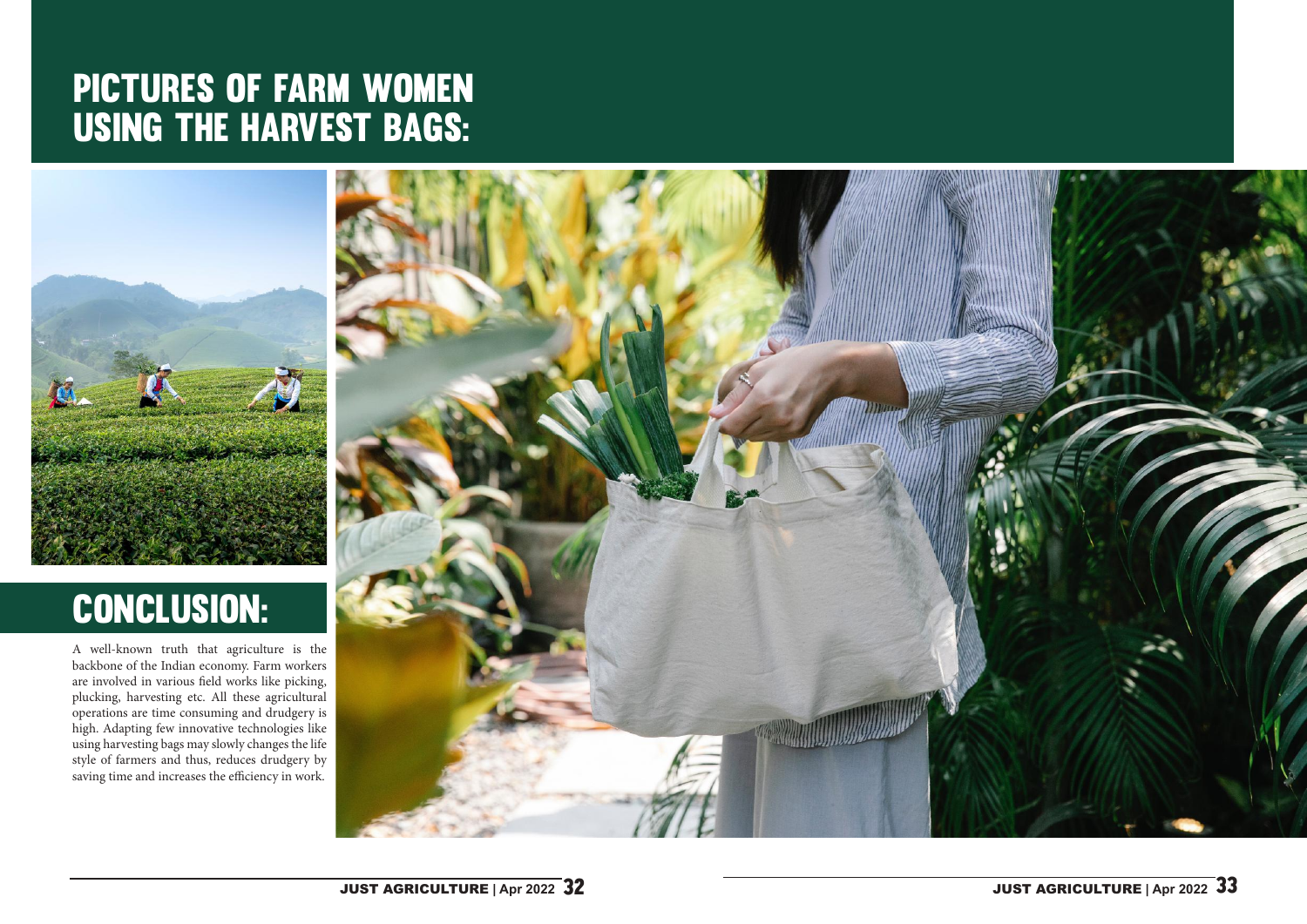# PICTURES OF FARM WOMEN USING THE HARVEST BAGS:

# CONCLUSION:

A well-known truth that agriculture is the backbone of the Indian economy. Farm workers are involved in various field works like picking, plucking, harvesting etc. All these agricultural operations are time consuming and drudgery is high. Adapting few innovative technologies like using harvesting bags may slowly changes the life style of farmers and thus, reduces drudgery by saving time and increases the efficiency in work.